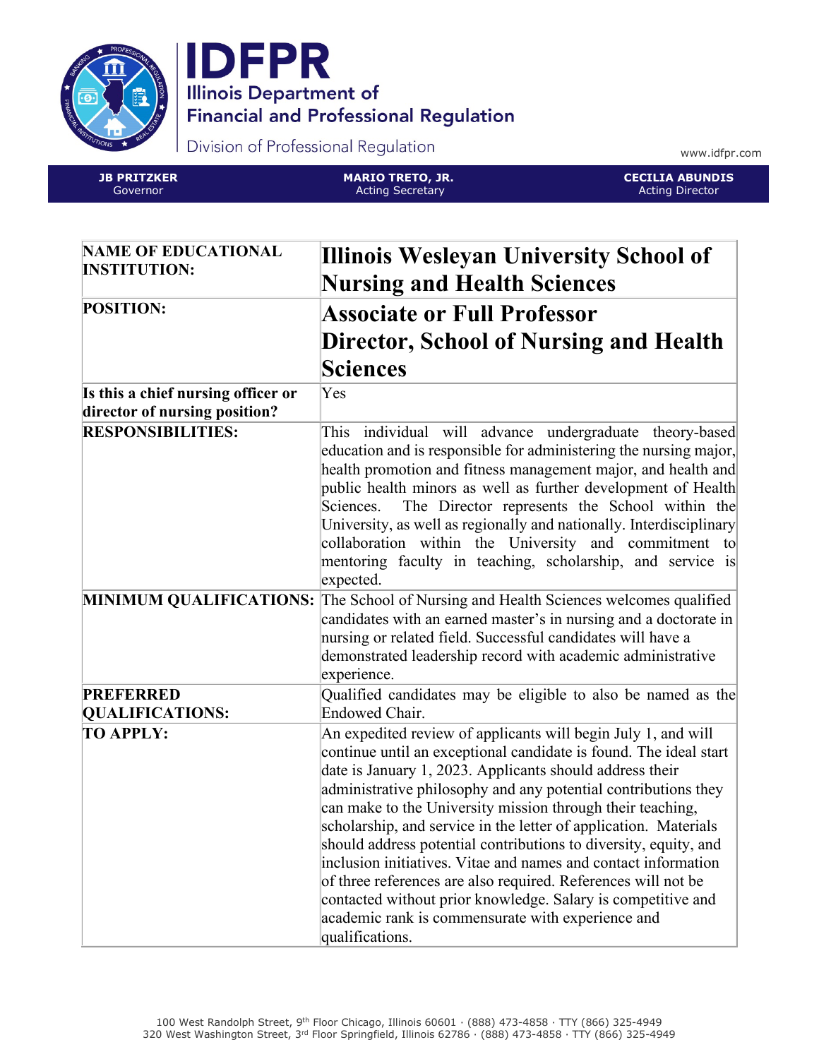# IDFPR

**Illinois Department of Financial and Professional Regulation**

Division of Professional Regulation

www.idfpr.com

| **JB PRITZKER** Governor | **MARIO TRETO, JR.** Acting Secretary | **CECILIA ABUNDIS** Acting Director |
|---|---|---|

| | |
|---|---|
| **NAME OF EDUCATIONAL INSTITUTION:** | **Illinois Wesleyan University School of Nursing and Health Sciences** |
| **POSITION:** | **Associate or Full Professor Director, School of Nursing and Health Sciences** |
| **Is this a chief nursing officer or director of nursing position?** | Yes |
| **RESPONSIBILITIES:** | This individual will advance undergraduate theory-based education and is responsible for administering the nursing major, health promotion and fitness management major, and health and public health minors as well as further development of Health Sciences. The Director represents the School within the University, as well as regionally and nationally. Interdisciplinary collaboration within the University and commitment to mentoring faculty in teaching, scholarship, and service is expected. |
| **MINIMUM QUALIFICATIONS:** | The School of Nursing and Health Sciences welcomes qualified candidates with an earned master's in nursing and a doctorate in nursing or related field. Successful candidates will have a demonstrated leadership record with academic administrative experience. |
| **PREFERRED QUALIFICATIONS:** | Qualified candidates may be eligible to also be named as the Endowed Chair. |
| **TO APPLY:** | An expedited review of applicants will begin July 1, and will continue until an exceptional candidate is found. The ideal start date is January 1, 2023. Applicants should address their administrative philosophy and any potential contributions they can make to the University mission through their teaching, scholarship, and service in the letter of application. Materials should address potential contributions to diversity, equity, and inclusion initiatives. Vitae and names and contact information of three references are also required. References will not be contacted without prior knowledge. Salary is competitive and academic rank is commensurate with experience and qualifications. |

100 West Randolph Street, 9th Floor Chicago, Illinois 60601 · (888) 473-4858 · TTY (866) 325-4949
320 West Washington Street, 3rd Floor Springfield, Illinois 62786 · (888) 473-4858 · TTY (866) 325-4949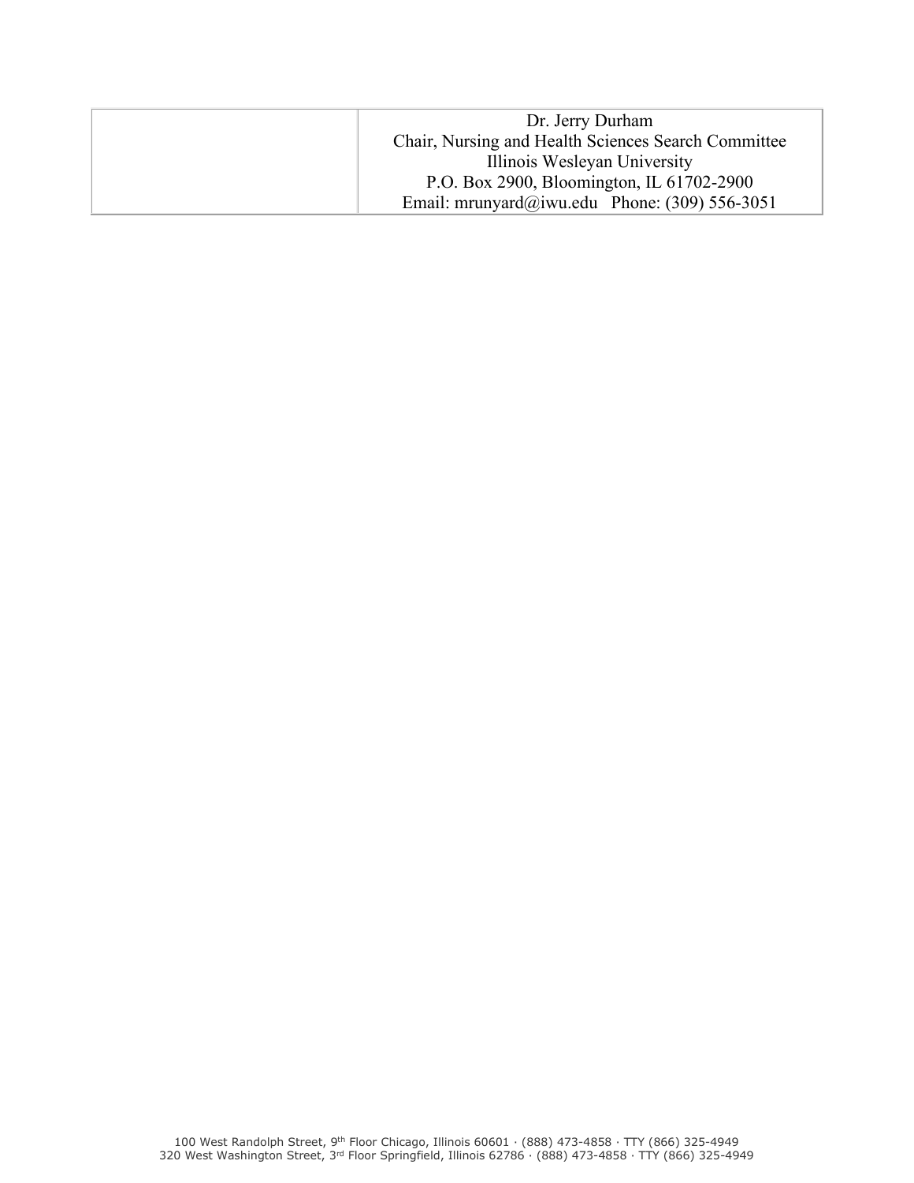| | |
|---|---|
| | Dr. Jerry Durham<br>Chair, Nursing and Health Sciences Search Committee<br>Illinois Wesleyan University<br>P.O. Box 2900, Bloomington, IL 61702-2900<br>Email: mrunyard@iwu.edu Phone: (309) 556-3051 |